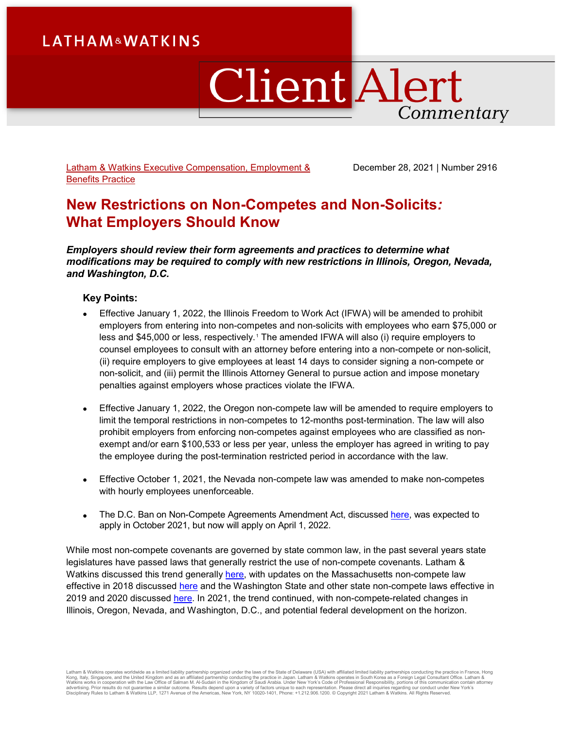LATHAM & WATKINS

# Client Alert Commentary

Latham & Watkins Executive Compensation, Employment & Benefits Practice

December 28, 2021 | Number 2916

# New Restrictions on Non-Competes and Non-Solicits: What Employers Should Know

***Employers should review their form agreements and practices to determine what modifications may be required to comply with new restrictions in Illinois, Oregon, Nevada, and Washington, D.C.***

**Key Points:**

- Effective January 1, 2022, the Illinois Freedom to Work Act (IFWA) will be amended to prohibit employers from entering into non-competes and non-solicits with employees who earn $75,000 or less and $45,000 or less, respectively.[1] The amended IFWA will also (i) require employers to counsel employees to consult with an attorney before entering into a non-compete or non-solicit, (ii) require employers to give employees at least 14 days to consider signing a non-compete or non-solicit, and (iii) permit the Illinois Attorney General to pursue action and impose monetary penalties against employers whose practices violate the IFWA.

- Effective January 1, 2022, the Oregon non-compete law will be amended to require employers to limit the temporal restrictions in non-competes to 12-months post-termination. The law will also prohibit employers from enforcing non-competes against employees who are classified as non-exempt and/or earn $100,533 or less per year, unless the employer has agreed in writing to pay the employee during the post-termination restricted period in accordance with the law.

- Effective October 1, 2021, the Nevada non-compete law was amended to make non-competes with hourly employees unenforceable.

- The D.C. Ban on Non-Compete Agreements Amendment Act, discussed here, was expected to apply in October 2021, but now will apply on April 1, 2022.

While most non-compete covenants are governed by state common law, in the past several years state legislatures have passed laws that generally restrict the use of non-compete covenants. Latham & Watkins discussed this trend generally here, with updates on the Massachusetts non-compete law effective in 2018 discussed here and the Washington State and other state non-compete laws effective in 2019 and 2020 discussed here. In 2021, the trend continued, with non-compete-related changes in Illinois, Oregon, Nevada, and Washington, D.C., and potential federal development on the horizon.

Latham & Watkins operates worldwide as a limited liability partnership organized under the laws of the State of Delaware (USA) with affiliated limited liability partnerships conducting the practice in France, Hong Kong, Italy, Singapore, and the United Kingdom and as an affiliated partnership conducting the practice in Japan. Latham & Watkins operates in South Korea as a Foreign Legal Consultant Office. Latham & Watkins works in cooperation with the Law Office of Salman M. Al-Sudairi in the Kingdom of Saudi Arabia. Under New York's Code of Professional Responsibility, portions of this communication contain attorney advertising. Prior results do not guarantee a similar outcome. Results depend upon a variety of factors unique to each representation. Please direct all inquiries regarding our conduct under New York's Disciplinary Rules to Latham & Watkins LLP, 1271 Avenue of the Americas, New York, NY 10020-1401, Phone: +1.212.906.1200. © Copyright 2021 Latham & Watkins. All Rights Reserved.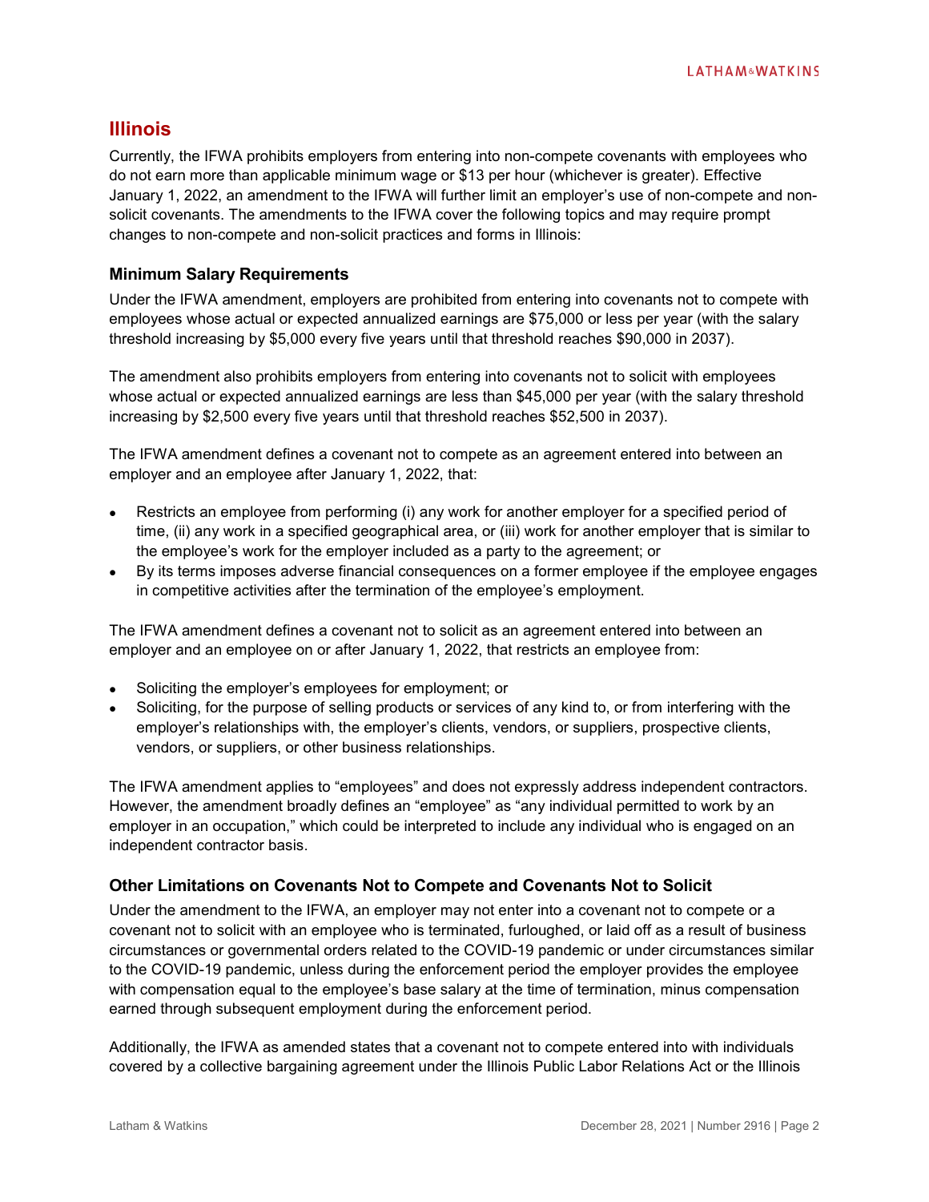## Illinois

Currently, the IFWA prohibits employers from entering into non-compete covenants with employees who do not earn more than applicable minimum wage or $13 per hour (whichever is greater). Effective January 1, 2022, an amendment to the IFWA will further limit an employer's use of non-compete and non-solicit covenants. The amendments to the IFWA cover the following topics and may require prompt changes to non-compete and non-solicit practices and forms in Illinois:

### Minimum Salary Requirements

Under the IFWA amendment, employers are prohibited from entering into covenants not to compete with employees whose actual or expected annualized earnings are $75,000 or less per year (with the salary threshold increasing by $5,000 every five years until that threshold reaches $90,000 in 2037).

The amendment also prohibits employers from entering into covenants not to solicit with employees whose actual or expected annualized earnings are less than $45,000 per year (with the salary threshold increasing by $2,500 every five years until that threshold reaches $52,500 in 2037).

The IFWA amendment defines a covenant not to compete as an agreement entered into between an employer and an employee after January 1, 2022, that:

- Restricts an employee from performing (i) any work for another employer for a specified period of time, (ii) any work in a specified geographical area, or (iii) work for another employer that is similar to the employee's work for the employer included as a party to the agreement; or
- By its terms imposes adverse financial consequences on a former employee if the employee engages in competitive activities after the termination of the employee's employment.

The IFWA amendment defines a covenant not to solicit as an agreement entered into between an employer and an employee on or after January 1, 2022, that restricts an employee from:

- Soliciting the employer's employees for employment; or
- Soliciting, for the purpose of selling products or services of any kind to, or from interfering with the employer's relationships with, the employer's clients, vendors, or suppliers, prospective clients, vendors, or suppliers, or other business relationships.

The IFWA amendment applies to "employees" and does not expressly address independent contractors. However, the amendment broadly defines an "employee" as "any individual permitted to work by an employer in an occupation," which could be interpreted to include any individual who is engaged on an independent contractor basis.

### Other Limitations on Covenants Not to Compete and Covenants Not to Solicit

Under the amendment to the IFWA, an employer may not enter into a covenant not to compete or a covenant not to solicit with an employee who is terminated, furloughed, or laid off as a result of business circumstances or governmental orders related to the COVID-19 pandemic or under circumstances similar to the COVID-19 pandemic, unless during the enforcement period the employer provides the employee with compensation equal to the employee's base salary at the time of termination, minus compensation earned through subsequent employment during the enforcement period.

Additionally, the IFWA as amended states that a covenant not to compete entered into with individuals covered by a collective bargaining agreement under the Illinois Public Labor Relations Act or the Illinois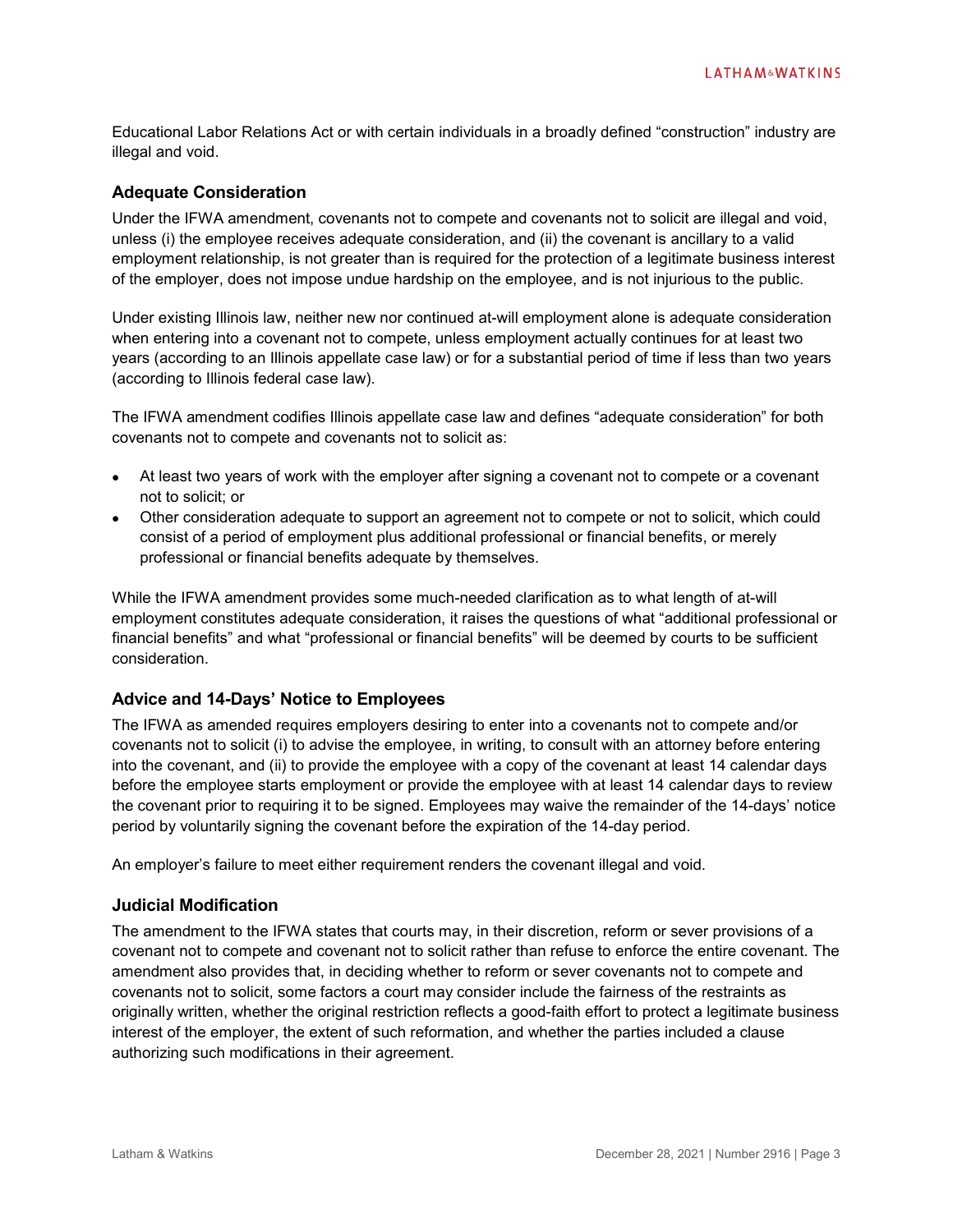Educational Labor Relations Act or with certain individuals in a broadly defined "construction" industry are illegal and void.

### Adequate Consideration

Under the IFWA amendment, covenants not to compete and covenants not to solicit are illegal and void, unless (i) the employee receives adequate consideration, and (ii) the covenant is ancillary to a valid employment relationship, is not greater than is required for the protection of a legitimate business interest of the employer, does not impose undue hardship on the employee, and is not injurious to the public.

Under existing Illinois law, neither new nor continued at-will employment alone is adequate consideration when entering into a covenant not to compete, unless employment actually continues for at least two years (according to an Illinois appellate case law) or for a substantial period of time if less than two years (according to Illinois federal case law).

The IFWA amendment codifies Illinois appellate case law and defines "adequate consideration" for both covenants not to compete and covenants not to solicit as:

- At least two years of work with the employer after signing a covenant not to compete or a covenant not to solicit; or
- Other consideration adequate to support an agreement not to compete or not to solicit, which could consist of a period of employment plus additional professional or financial benefits, or merely professional or financial benefits adequate by themselves.

While the IFWA amendment provides some much-needed clarification as to what length of at-will employment constitutes adequate consideration, it raises the questions of what "additional professional or financial benefits" and what "professional or financial benefits" will be deemed by courts to be sufficient consideration.

### Advice and 14-Days' Notice to Employees

The IFWA as amended requires employers desiring to enter into a covenants not to compete and/or covenants not to solicit (i) to advise the employee, in writing, to consult with an attorney before entering into the covenant, and (ii) to provide the employee with a copy of the covenant at least 14 calendar days before the employee starts employment or provide the employee with at least 14 calendar days to review the covenant prior to requiring it to be signed. Employees may waive the remainder of the 14-days' notice period by voluntarily signing the covenant before the expiration of the 14-day period.

An employer's failure to meet either requirement renders the covenant illegal and void.

### Judicial Modification

The amendment to the IFWA states that courts may, in their discretion, reform or sever provisions of a covenant not to compete and covenant not to solicit rather than refuse to enforce the entire covenant. The amendment also provides that, in deciding whether to reform or sever covenants not to compete and covenants not to solicit, some factors a court may consider include the fairness of the restraints as originally written, whether the original restriction reflects a good-faith effort to protect a legitimate business interest of the employer, the extent of such reformation, and whether the parties included a clause authorizing such modifications in their agreement.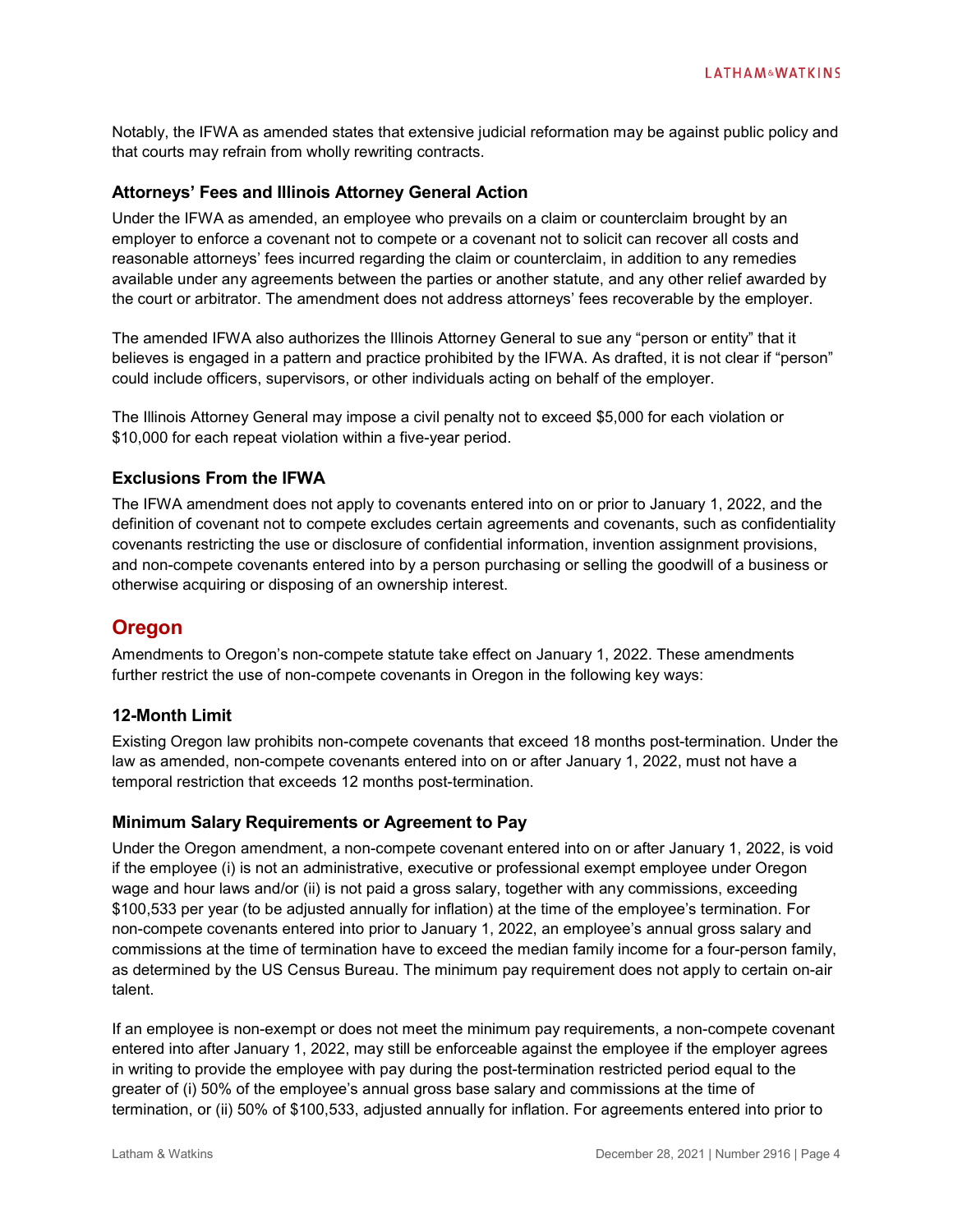Notably, the IFWA as amended states that extensive judicial reformation may be against public policy and that courts may refrain from wholly rewriting contracts.

### Attorneys' Fees and Illinois Attorney General Action

Under the IFWA as amended, an employee who prevails on a claim or counterclaim brought by an employer to enforce a covenant not to compete or a covenant not to solicit can recover all costs and reasonable attorneys' fees incurred regarding the claim or counterclaim, in addition to any remedies available under any agreements between the parties or another statute, and any other relief awarded by the court or arbitrator. The amendment does not address attorneys' fees recoverable by the employer.

The amended IFWA also authorizes the Illinois Attorney General to sue any "person or entity" that it believes is engaged in a pattern and practice prohibited by the IFWA. As drafted, it is not clear if "person" could include officers, supervisors, or other individuals acting on behalf of the employer.

The Illinois Attorney General may impose a civil penalty not to exceed $5,000 for each violation or $10,000 for each repeat violation within a five-year period.

### Exclusions From the IFWA

The IFWA amendment does not apply to covenants entered into on or prior to January 1, 2022, and the definition of covenant not to compete excludes certain agreements and covenants, such as confidentiality covenants restricting the use or disclosure of confidential information, invention assignment provisions, and non-compete covenants entered into by a person purchasing or selling the goodwill of a business or otherwise acquiring or disposing of an ownership interest.

## Oregon

Amendments to Oregon's non-compete statute take effect on January 1, 2022. These amendments further restrict the use of non-compete covenants in Oregon in the following key ways:

### 12-Month Limit

Existing Oregon law prohibits non-compete covenants that exceed 18 months post-termination. Under the law as amended, non-compete covenants entered into on or after January 1, 2022, must not have a temporal restriction that exceeds 12 months post-termination.

### Minimum Salary Requirements or Agreement to Pay

Under the Oregon amendment, a non-compete covenant entered into on or after January 1, 2022, is void if the employee (i) is not an administrative, executive or professional exempt employee under Oregon wage and hour laws and/or (ii) is not paid a gross salary, together with any commissions, exceeding $100,533 per year (to be adjusted annually for inflation) at the time of the employee's termination. For non-compete covenants entered into prior to January 1, 2022, an employee's annual gross salary and commissions at the time of termination have to exceed the median family income for a four-person family, as determined by the US Census Bureau. The minimum pay requirement does not apply to certain on-air talent.

If an employee is non-exempt or does not meet the minimum pay requirements, a non-compete covenant entered into after January 1, 2022, may still be enforceable against the employee if the employer agrees in writing to provide the employee with pay during the post-termination restricted period equal to the greater of (i) 50% of the employee's annual gross base salary and commissions at the time of termination, or (ii) 50% of $100,533, adjusted annually for inflation. For agreements entered into prior to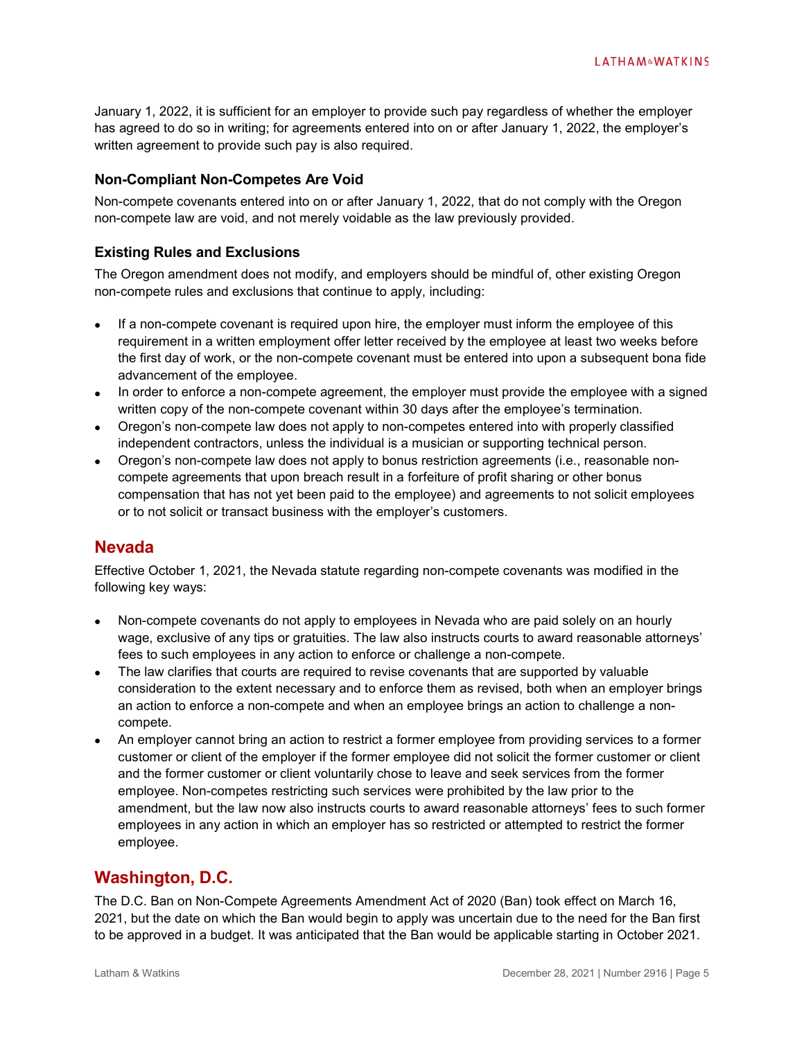January 1, 2022, it is sufficient for an employer to provide such pay regardless of whether the employer has agreed to do so in writing; for agreements entered into on or after January 1, 2022, the employer's written agreement to provide such pay is also required.

### Non-Compliant Non-Competes Are Void

Non-compete covenants entered into on or after January 1, 2022, that do not comply with the Oregon non-compete law are void, and not merely voidable as the law previously provided.

### Existing Rules and Exclusions

The Oregon amendment does not modify, and employers should be mindful of, other existing Oregon non-compete rules and exclusions that continue to apply, including:

- If a non-compete covenant is required upon hire, the employer must inform the employee of this requirement in a written employment offer letter received by the employee at least two weeks before the first day of work, or the non-compete covenant must be entered into upon a subsequent bona fide advancement of the employee.
- In order to enforce a non-compete agreement, the employer must provide the employee with a signed written copy of the non-compete covenant within 30 days after the employee's termination.
- Oregon's non-compete law does not apply to non-competes entered into with properly classified independent contractors, unless the individual is a musician or supporting technical person.
- Oregon's non-compete law does not apply to bonus restriction agreements (i.e., reasonable non-compete agreements that upon breach result in a forfeiture of profit sharing or other bonus compensation that has not yet been paid to the employee) and agreements to not solicit employees or to not solicit or transact business with the employer's customers.

## Nevada

Effective October 1, 2021, the Nevada statute regarding non-compete covenants was modified in the following key ways:

- Non-compete covenants do not apply to employees in Nevada who are paid solely on an hourly wage, exclusive of any tips or gratuities. The law also instructs courts to award reasonable attorneys' fees to such employees in any action to enforce or challenge a non-compete.
- The law clarifies that courts are required to revise covenants that are supported by valuable consideration to the extent necessary and to enforce them as revised, both when an employer brings an action to enforce a non-compete and when an employee brings an action to challenge a non-compete.
- An employer cannot bring an action to restrict a former employee from providing services to a former customer or client of the employer if the former employee did not solicit the former customer or client and the former customer or client voluntarily chose to leave and seek services from the former employee. Non-competes restricting such services were prohibited by the law prior to the amendment, but the law now also instructs courts to award reasonable attorneys' fees to such former employees in any action in which an employer has so restricted or attempted to restrict the former employee.

## Washington, D.C.

The D.C. Ban on Non-Compete Agreements Amendment Act of 2020 (Ban) took effect on March 16, 2021, but the date on which the Ban would begin to apply was uncertain due to the need for the Ban first to be approved in a budget. It was anticipated that the Ban would be applicable starting in October 2021.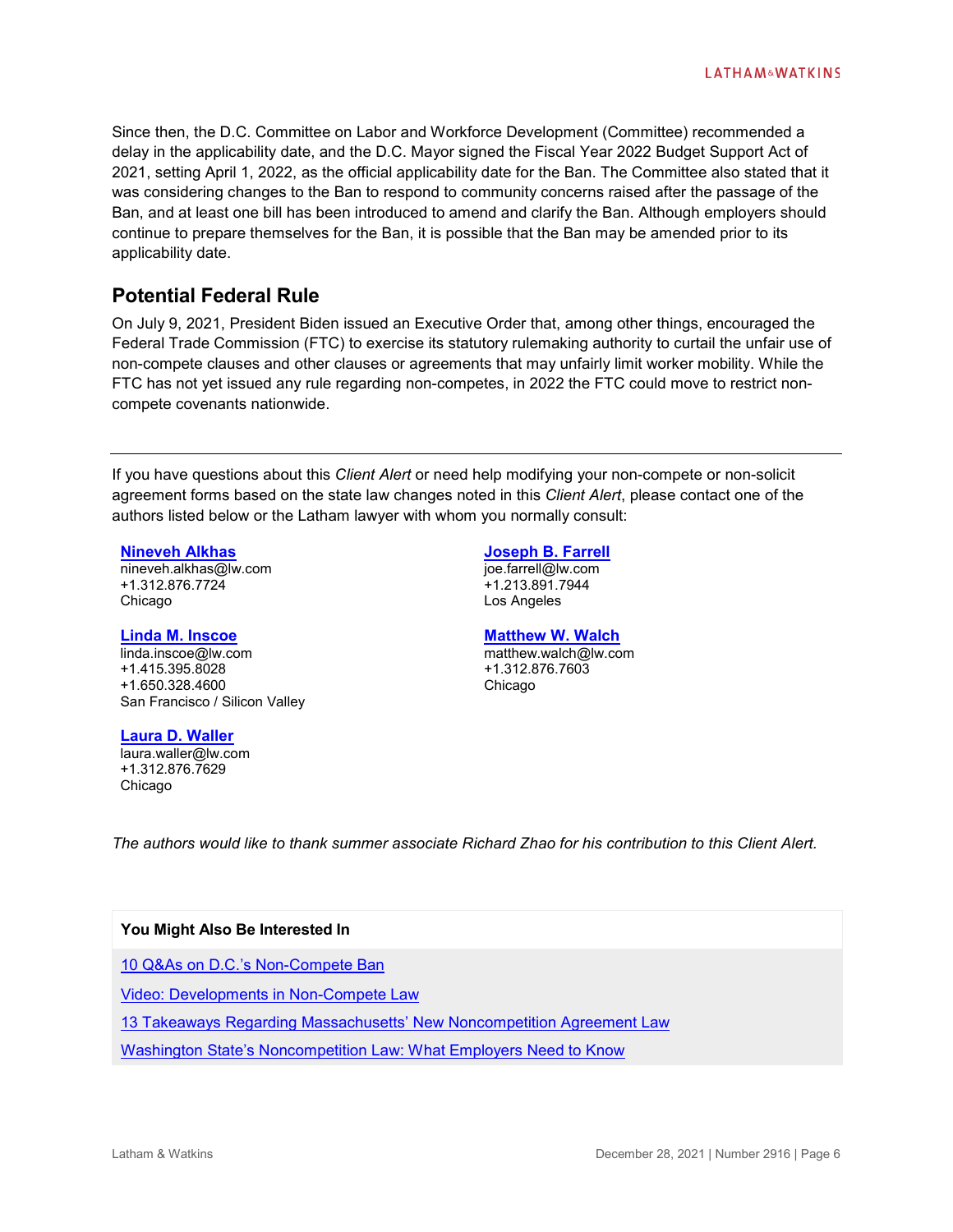Since then, the D.C. Committee on Labor and Workforce Development (Committee) recommended a delay in the applicability date, and the D.C. Mayor signed the Fiscal Year 2022 Budget Support Act of 2021, setting April 1, 2022, as the official applicability date for the Ban. The Committee also stated that it was considering changes to the Ban to respond to community concerns raised after the passage of the Ban, and at least one bill has been introduced to amend and clarify the Ban. Although employers should continue to prepare themselves for the Ban, it is possible that the Ban may be amended prior to its applicability date.

## Potential Federal Rule

On July 9, 2021, President Biden issued an Executive Order that, among other things, encouraged the Federal Trade Commission (FTC) to exercise its statutory rulemaking authority to curtail the unfair use of non-compete clauses and other clauses or agreements that may unfairly limit worker mobility. While the FTC has not yet issued any rule regarding non-competes, in 2022 the FTC could move to restrict non-compete covenants nationwide.

---

If you have questions about this *Client Alert* or need help modifying your non-compete or non-solicit agreement forms based on the state law changes noted in this *Client Alert*, please contact one of the authors listed below or the Latham lawyer with whom you normally consult:

**Nineveh Alkhas**
nineveh.alkhas@lw.com
+1.312.876.7724
Chicago

**Linda M. Inscoe**
linda.inscoe@lw.com
+1.415.395.8028
+1.650.328.4600
San Francisco / Silicon Valley

**Laura D. Waller**
laura.waller@lw.com
+1.312.876.7629
Chicago

**Joseph B. Farrell**
joe.farrell@lw.com
+1.213.891.7944
Los Angeles

**Matthew W. Walch**
matthew.walch@lw.com
+1.312.876.7603
Chicago

*The authors would like to thank summer associate Richard Zhao for his contribution to this Client Alert.*

**You Might Also Be Interested In**

10 Q&As on D.C.'s Non-Compete Ban

Video: Developments in Non-Compete Law

13 Takeaways Regarding Massachusetts' New Noncompetition Agreement Law

Washington State's Noncompetition Law: What Employers Need to Know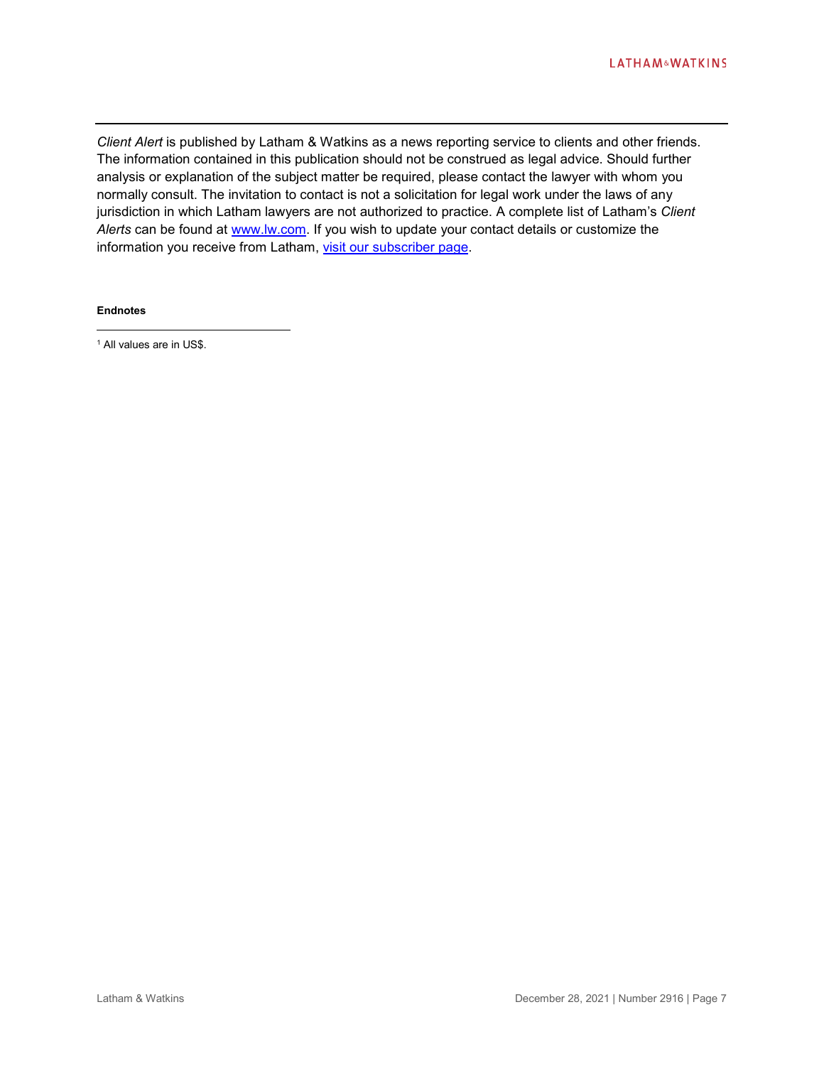*Client Alert* is published by Latham & Watkins as a news reporting service to clients and other friends. The information contained in this publication should not be construed as legal advice. Should further analysis or explanation of the subject matter be required, please contact the lawyer with whom you normally consult. The invitation to contact is not a solicitation for legal work under the laws of any jurisdiction in which Latham lawyers are not authorized to practice. A complete list of Latham's *Client Alerts* can be found at [www.lw.com](http://www.lw.com). If you wish to update your contact details or customize the information you receive from Latham, [visit our subscriber page](#).

**Endnotes**

---

[1] All values are in US$.